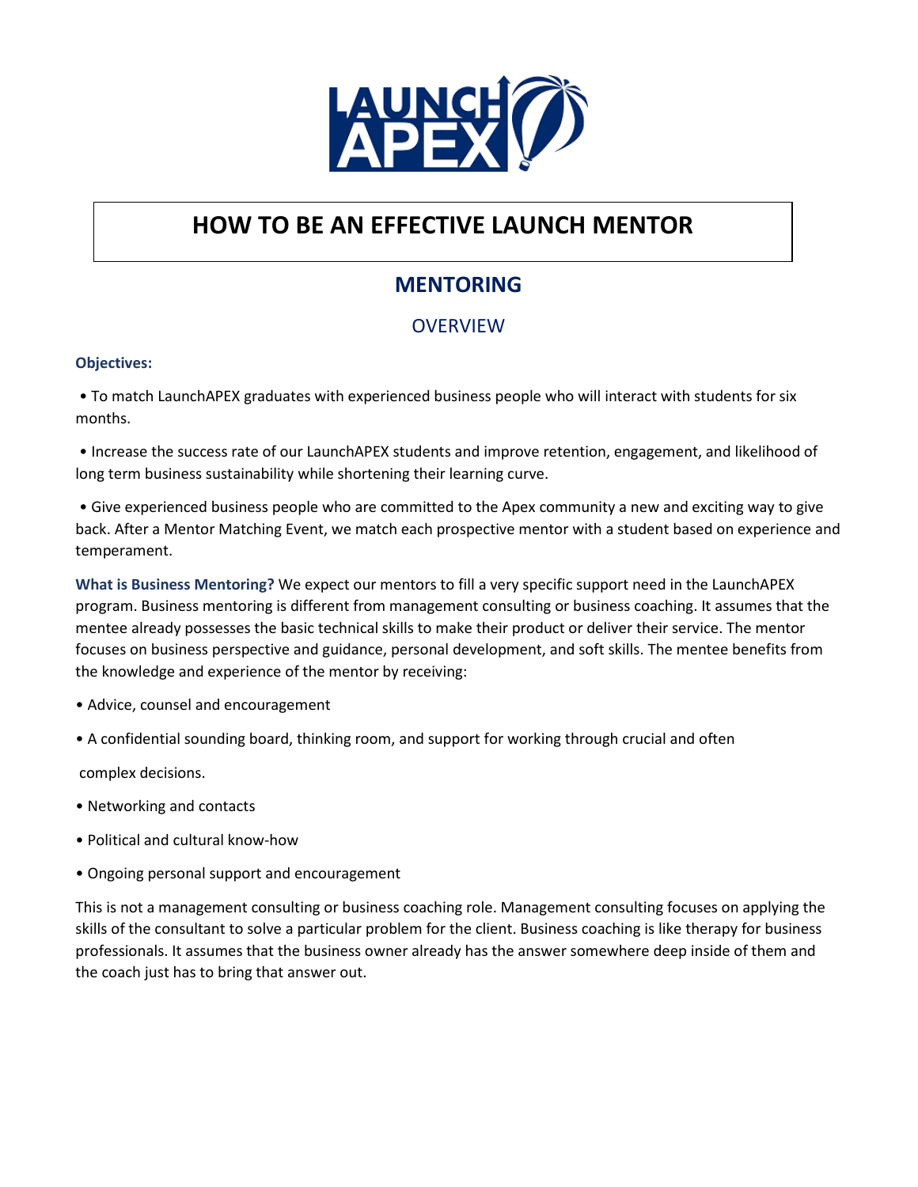# HOW TO BE AN EFFECTIVE LAUNCH MENTOR

## MENTORING

### OVERVIEW

**Objectives:**

• To match LaunchAPEX graduates with experienced business people who will interact with students for six months.

• Increase the success rate of our LaunchAPEX students and improve retention, engagement, and likelihood of long term business sustainability while shortening their learning curve.

• Give experienced business people who are committed to the Apex community a new and exciting way to give back. After a Mentor Matching Event, we match each prospective mentor with a student based on experience and temperament.

**What is Business Mentoring?** We expect our mentors to fill a very specific support need in the LaunchAPEX program. Business mentoring is different from management consulting or business coaching. It assumes that the mentee already possesses the basic technical skills to make their product or deliver their service. The mentor focuses on business perspective and guidance, personal development, and soft skills. The mentee benefits from the knowledge and experience of the mentor by receiving:

- Advice, counsel and encouragement
- A confidential sounding board, thinking room, and support for working through crucial and often complex decisions.
- Networking and contacts
- Political and cultural know-how
- Ongoing personal support and encouragement

This is not a management consulting or business coaching role. Management consulting focuses on applying the skills of the consultant to solve a particular problem for the client. Business coaching is like therapy for business professionals. It assumes that the business owner already has the answer somewhere deep inside of them and the coach just has to bring that answer out.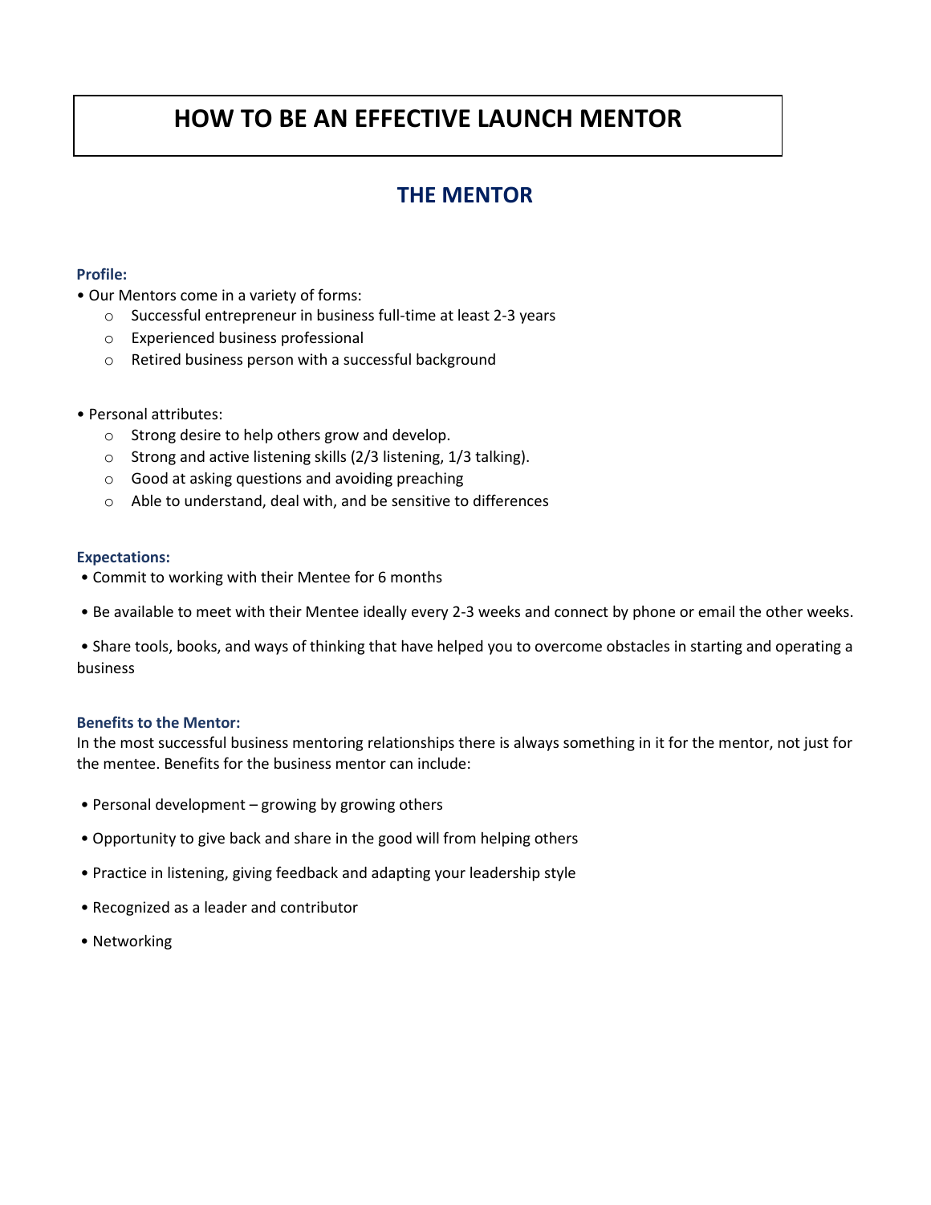# HOW TO BE AN EFFECTIVE LAUNCH MENTOR

## THE MENTOR

### Profile:

- Our Mentors come in a variety of forms:
  - Successful entrepreneur in business full-time at least 2-3 years
  - Experienced business professional
  - Retired business person with a successful background

- Personal attributes:
  - Strong desire to help others grow and develop.
  - Strong and active listening skills (2/3 listening, 1/3 talking).
  - Good at asking questions and avoiding preaching
  - Able to understand, deal with, and be sensitive to differences

### Expectations:

- Commit to working with their Mentee for 6 months
- Be available to meet with their Mentee ideally every 2-3 weeks and connect by phone or email the other weeks.
- Share tools, books, and ways of thinking that have helped you to overcome obstacles in starting and operating a business

### Benefits to the Mentor:

In the most successful business mentoring relationships there is always something in it for the mentor, not just for the mentee. Benefits for the business mentor can include:

- Personal development – growing by growing others
- Opportunity to give back and share in the good will from helping others
- Practice in listening, giving feedback and adapting your leadership style
- Recognized as a leader and contributor
- Networking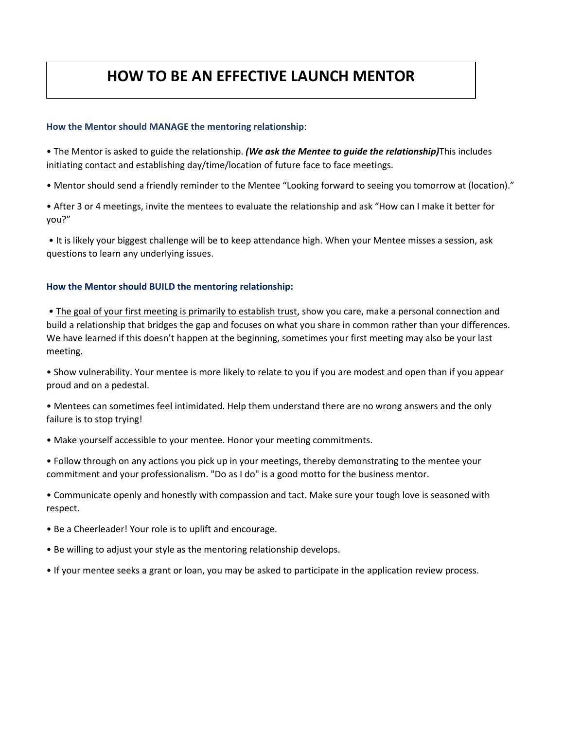# HOW TO BE AN EFFECTIVE LAUNCH MENTOR

### How the Mentor should MANAGE the mentoring relationship:

- The Mentor is asked to guide the relationship. ***(We ask the Mentee to guide the relationship)***This includes initiating contact and establishing day/time/location of future face to face meetings.
- Mentor should send a friendly reminder to the Mentee "Looking forward to seeing you tomorrow at (location)."
- After 3 or 4 meetings, invite the mentees to evaluate the relationship and ask "How can I make it better for you?"
- It is likely your biggest challenge will be to keep attendance high. When your Mentee misses a session, ask questions to learn any underlying issues.

### How the Mentor should BUILD the mentoring relationship:

- <u>The goal of your first meeting is primarily to establish trust</u>, show you care, make a personal connection and build a relationship that bridges the gap and focuses on what you share in common rather than your differences. We have learned if this doesn't happen at the beginning, sometimes your first meeting may also be your last meeting.
- Show vulnerability. Your mentee is more likely to relate to you if you are modest and open than if you appear proud and on a pedestal.
- Mentees can sometimes feel intimidated. Help them understand there are no wrong answers and the only failure is to stop trying!
- Make yourself accessible to your mentee. Honor your meeting commitments.
- Follow through on any actions you pick up in your meetings, thereby demonstrating to the mentee your commitment and your professionalism. "Do as I do" is a good motto for the business mentor.
- Communicate openly and honestly with compassion and tact. Make sure your tough love is seasoned with respect.
- Be a Cheerleader! Your role is to uplift and encourage.
- Be willing to adjust your style as the mentoring relationship develops.
- If your mentee seeks a grant or loan, you may be asked to participate in the application review process.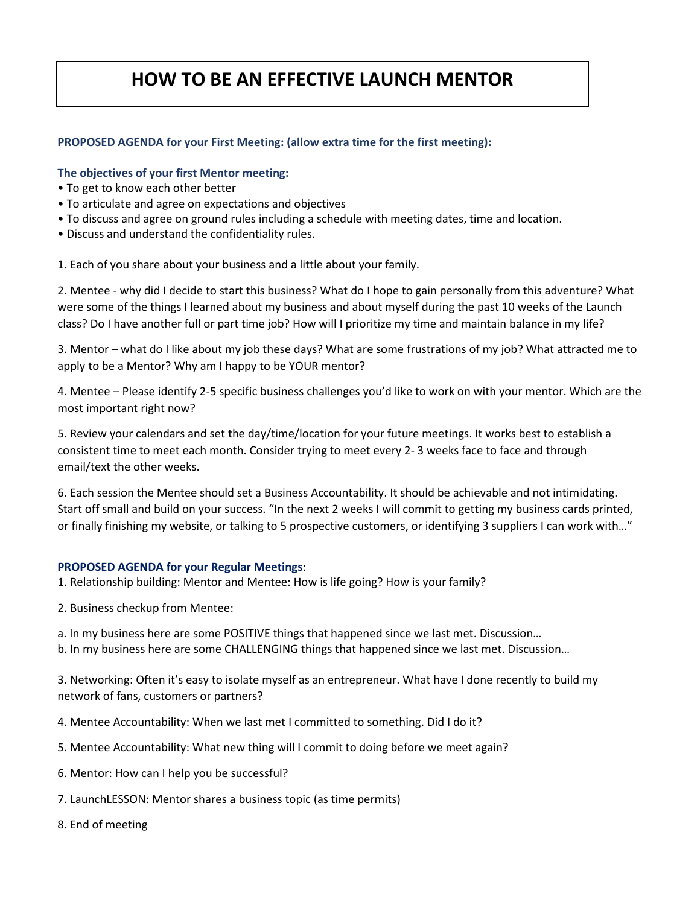# HOW TO BE AN EFFECTIVE LAUNCH MENTOR

**PROPOSED AGENDA for your First Meeting: (allow extra time for the first meeting):**

**The objectives of your first Mentor meeting:**

- To get to know each other better
- To articulate and agree on expectations and objectives
- To discuss and agree on ground rules including a schedule with meeting dates, time and location.
- Discuss and understand the confidentiality rules.

1. Each of you share about your business and a little about your family.

2. Mentee - why did I decide to start this business? What do I hope to gain personally from this adventure? What were some of the things I learned about my business and about myself during the past 10 weeks of the Launch class? Do I have another full or part time job? How will I prioritize my time and maintain balance in my life?

3. Mentor – what do I like about my job these days? What are some frustrations of my job? What attracted me to apply to be a Mentor? Why am I happy to be YOUR mentor?

4. Mentee – Please identify 2-5 specific business challenges you'd like to work on with your mentor. Which are the most important right now?

5. Review your calendars and set the day/time/location for your future meetings. It works best to establish a consistent time to meet each month. Consider trying to meet every 2- 3 weeks face to face and through email/text the other weeks.

6. Each session the Mentee should set a Business Accountability. It should be achievable and not intimidating. Start off small and build on your success. "In the next 2 weeks I will commit to getting my business cards printed, or finally finishing my website, or talking to 5 prospective customers, or identifying 3 suppliers I can work with…"

**PROPOSED AGENDA for your Regular Meetings**:

1. Relationship building: Mentor and Mentee: How is life going? How is your family?

2. Business checkup from Mentee:

a. In my business here are some POSITIVE things that happened since we last met. Discussion…
b. In my business here are some CHALLENGING things that happened since we last met. Discussion…

3. Networking: Often it's easy to isolate myself as an entrepreneur. What have I done recently to build my network of fans, customers or partners?

4. Mentee Accountability: When we last met I committed to something. Did I do it?

5. Mentee Accountability: What new thing will I commit to doing before we meet again?

6. Mentor: How can I help you be successful?

7. LaunchLESSON: Mentor shares a business topic (as time permits)

8. End of meeting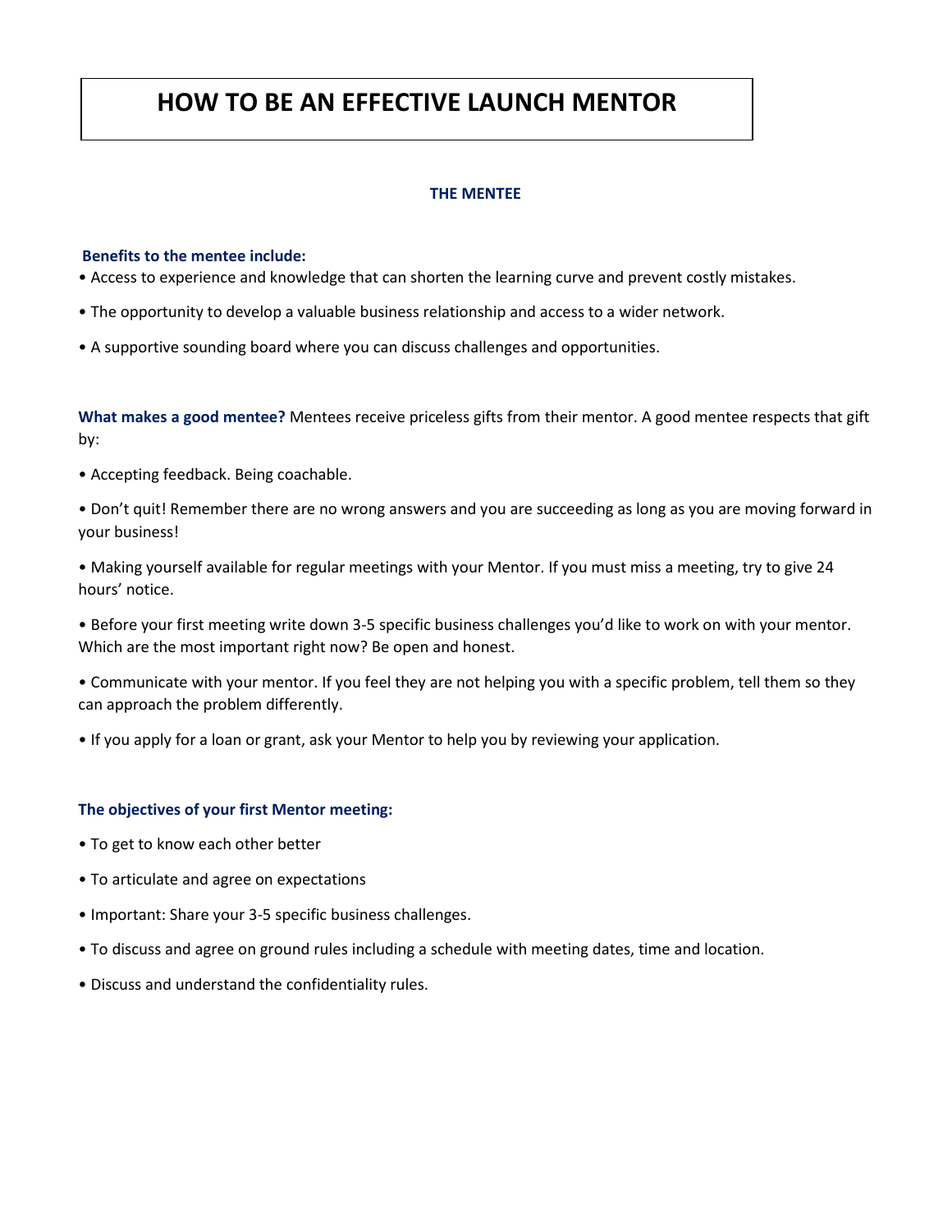# HOW TO BE AN EFFECTIVE LAUNCH MENTOR

## THE MENTEE

**Benefits to the mentee include:**

- Access to experience and knowledge that can shorten the learning curve and prevent costly mistakes.
- The opportunity to develop a valuable business relationship and access to a wider network.
- A supportive sounding board where you can discuss challenges and opportunities.

**What makes a good mentee?** Mentees receive priceless gifts from their mentor. A good mentee respects that gift by:

- Accepting feedback. Being coachable.
- Don't quit! Remember there are no wrong answers and you are succeeding as long as you are moving forward in your business!
- Making yourself available for regular meetings with your Mentor. If you must miss a meeting, try to give 24 hours' notice.
- Before your first meeting write down 3-5 specific business challenges you'd like to work on with your mentor. Which are the most important right now? Be open and honest.
- Communicate with your mentor. If you feel they are not helping you with a specific problem, tell them so they can approach the problem differently.
- If you apply for a loan or grant, ask your Mentor to help you by reviewing your application.

**The objectives of your first Mentor meeting:**

- To get to know each other better
- To articulate and agree on expectations
- Important: Share your 3-5 specific business challenges.
- To discuss and agree on ground rules including a schedule with meeting dates, time and location.
- Discuss and understand the confidentiality rules.